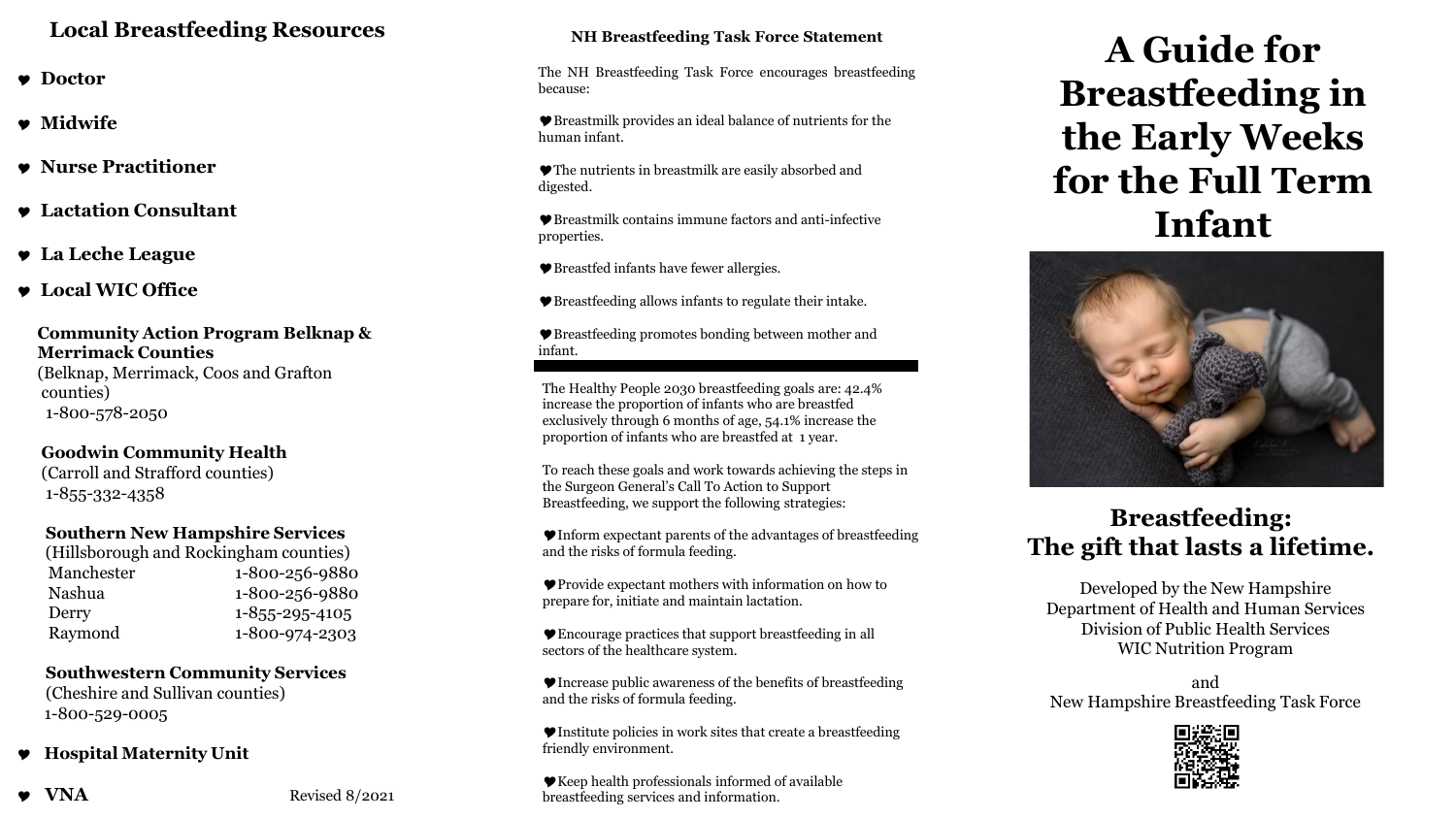## Local Breastfeeding Resources

- **Doctor**
- **Midwife**
- **Nurse Practitioner**
- **Lactation Consultant**
- **La Leche League**
- **Local WIC Office**

**Community Action Program Belknap & Merrimack Counties**
(Belknap, Merrimack, Coos and Grafton counties)
1-800-578-2050

**Goodwin Community Health**
(Carroll and Strafford counties)
1-855-332-4358

**Southern New Hampshire Services**
(Hillsborough and Rockingham counties)

| | |
|---|---|
| Manchester | 1-800-256-9880 |
| Nashua | 1-800-256-9880 |
| Derry | 1-855-295-4105 |
| Raymond | 1-800-974-2303 |

**Southwestern Community Services**
(Cheshire and Sullivan counties)
1-800-529-0005

- **Hospital Maternity Unit**
- **VNA**

Revised 8/2021

### NH Breastfeeding Task Force Statement

The NH Breastfeeding Task Force encourages breastfeeding because:

- Breastmilk provides an ideal balance of nutrients for the human infant.
- The nutrients in breastmilk are easily absorbed and digested.
- Breastmilk contains immune factors and anti-infective properties.
- Breastfed infants have fewer allergies.
- Breastfeeding allows infants to regulate their intake.
- Breastfeeding promotes bonding between mother and infant.

---

The Healthy People 2030 breastfeeding goals are: 42.4% increase the proportion of infants who are breastfed exclusively through 6 months of age, 54.1% increase the proportion of infants who are breastfed at 1 year.

To reach these goals and work towards achieving the steps in the Surgeon General's Call To Action to Support Breastfeeding, we support the following strategies:

- Inform expectant parents of the advantages of breastfeeding and the risks of formula feeding.
- Provide expectant mothers with information on how to prepare for, initiate and maintain lactation.
- Encourage practices that support breastfeeding in all sectors of the healthcare system.
- Increase public awareness of the benefits of breastfeeding and the risks of formula feeding.
- Institute policies in work sites that create a breastfeeding friendly environment.
- Keep health professionals informed of available breastfeeding services and information.

# A Guide for Breastfeeding in the Early Weeks for the Full Term Infant

## Breastfeeding: The gift that lasts a lifetime.

Developed by the New Hampshire
Department of Health and Human Services
Division of Public Health Services
WIC Nutrition Program

and
New Hampshire Breastfeeding Task Force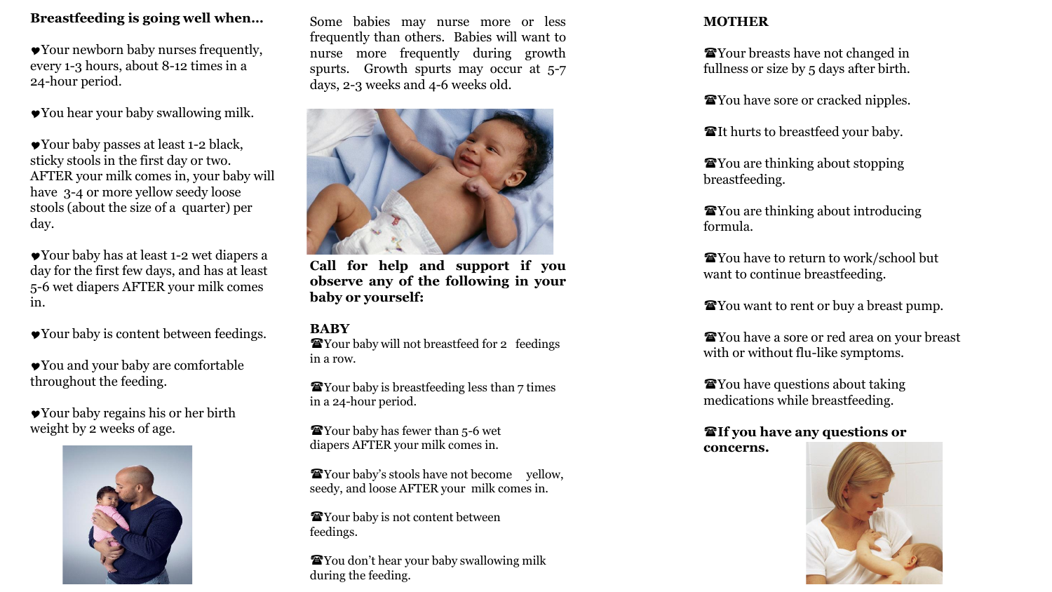**Breastfeeding is going well when…**

- ♥Your newborn baby nurses frequently, every 1-3 hours, about 8-12 times in a 24-hour period.
- ♥You hear your baby swallowing milk.
- ♥Your baby passes at least 1-2 black, sticky stools in the first day or two. AFTER your milk comes in, your baby will have 3-4 or more yellow seedy loose stools (about the size of a quarter) per day.
- ♥Your baby has at least 1-2 wet diapers a day for the first few days, and has at least 5-6 wet diapers AFTER your milk comes in.
- ♥Your baby is content between feedings.
- ♥You and your baby are comfortable throughout the feeding.
- ♥Your baby regains his or her birth weight by 2 weeks of age.

Some babies may nurse more or less frequently than others. Babies will want to nurse more frequently during growth spurts. Growth spurts may occur at 5-7 days, 2-3 weeks and 4-6 weeks old.

**Call for help and support if you observe any of the following in your baby or yourself:**

**BABY**

- ☎Your baby will not breastfeed for 2 feedings in a row.
- ☎Your baby is breastfeeding less than 7 times in a 24-hour period.
- ☎Your baby has fewer than 5-6 wet diapers AFTER your milk comes in.
- ☎Your baby's stools have not become yellow, seedy, and loose AFTER your milk comes in.
- ☎Your baby is not content between feedings.
- ☎You don't hear your baby swallowing milk during the feeding.

**MOTHER**

- ☎Your breasts have not changed in fullness or size by 5 days after birth.
- ☎You have sore or cracked nipples.
- ☎It hurts to breastfeed your baby.
- ☎You are thinking about stopping breastfeeding.
- ☎You are thinking about introducing formula.
- ☎You have to return to work/school but want to continue breastfeeding.
- ☎You want to rent or buy a breast pump.
- ☎You have a sore or red area on your breast with or without flu-like symptoms.
- ☎You have questions about taking medications while breastfeeding.
- ☎**If you have any questions or concerns.**